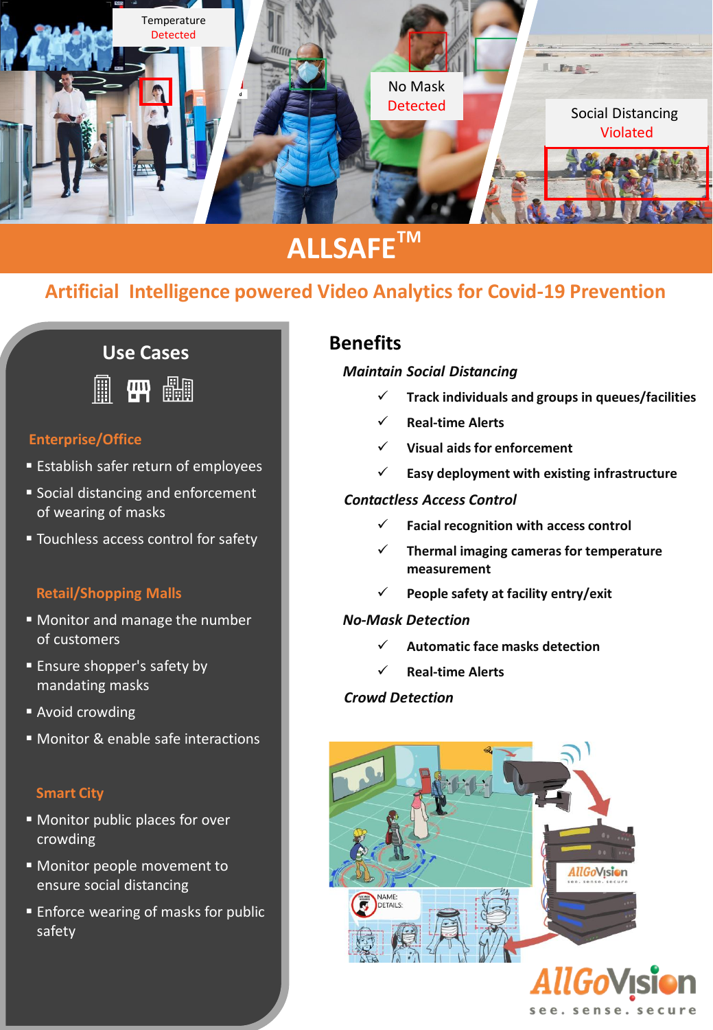# ALLSAFE™

## Artificial Intelligence powered Video Analytics for Covid-19 Prevention

## Use Cases

### Enterprise/Office

- Establish safer return of employees
- Social distancing and enforcement of wearing of masks
- Touchless access control for safety

### Retail/Shopping Malls

- Monitor and manage the number of customers
- Ensure shopper's safety by mandating masks
- Avoid crowding
- Monitor & enable safe interactions

### Smart City

- Monitor public places for over crowding
- Monitor people movement to ensure social distancing
- Enforce wearing of masks for public safety

## Benefits

***Maintain Social Distancing***

- ✓ **Track individuals and groups in queues/facilities**
- ✓ **Real-time Alerts**
- ✓ **Visual aids for enforcement**
- ✓ **Easy deployment with existing infrastructure**

***Contactless Access Control***

- ✓ **Facial recognition with access control**
- ✓ **Thermal imaging cameras for temperature measurement**
- ✓ **People safety at facility entry/exit**

***No-Mask Detection***

- ✓ **Automatic face masks detection**
- ✓ **Real-time Alerts**

***Crowd Detection***

AllGoVision

see. sense. secure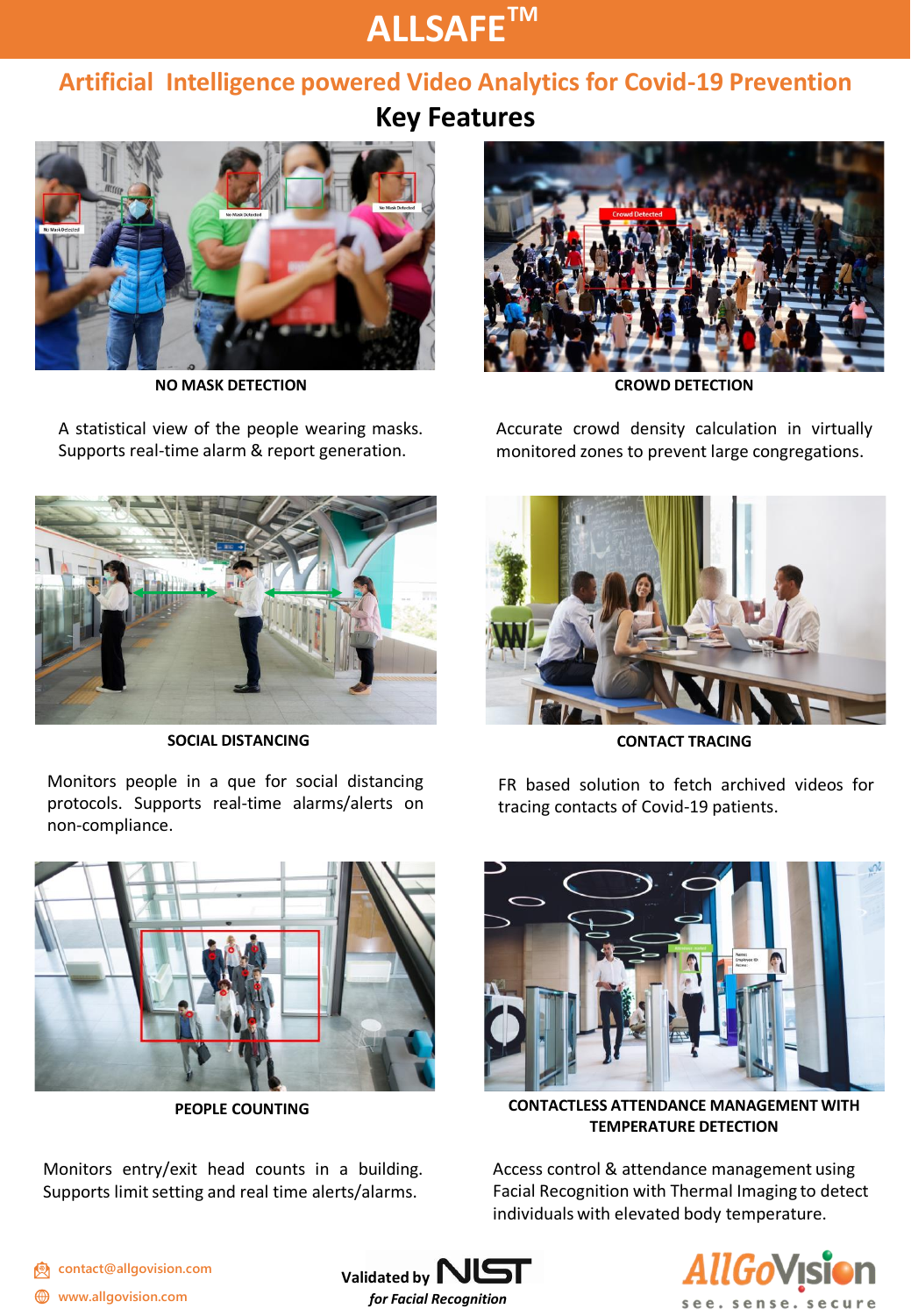# ALLSAFE™

## Artificial Intelligence powered Video Analytics for Covid-19 Prevention

## Key Features

### NO MASK DETECTION

A statistical view of the people wearing masks. Supports real-time alarm & report generation.

### CROWD DETECTION

Accurate crowd density calculation in virtually monitored zones to prevent large congregations.

### SOCIAL DISTANCING

Monitors people in a que for social distancing protocols. Supports real-time alarms/alerts on non-compliance.

### CONTACT TRACING

FR based solution to fetch archived videos for tracing contacts of Covid-19 patients.

### PEOPLE COUNTING

Monitors entry/exit head counts in a building. Supports limit setting and real time alerts/alarms.

### CONTACTLESS ATTENDANCE MANAGEMENT WITH TEMPERATURE DETECTION

Access control & attendance management using Facial Recognition with Thermal Imaging to detect individuals with elevated body temperature.

contact@allgovision.com

www.allgovision.com

Validated by NIST *for Facial Recognition*

AllGoVision see. sense. secure